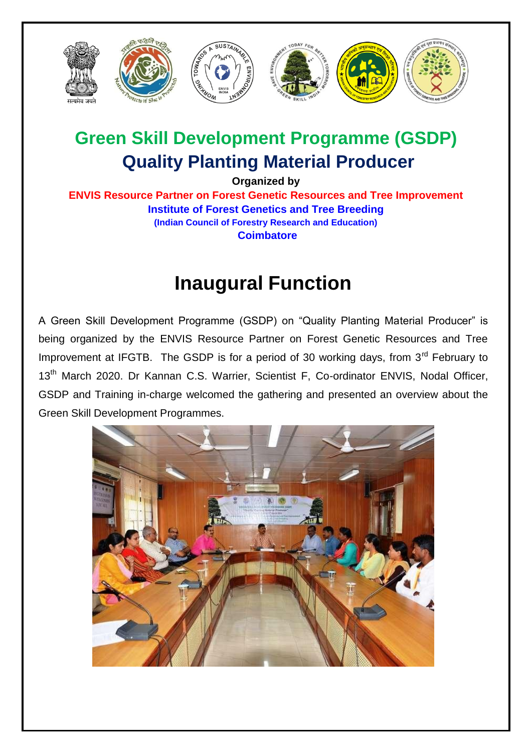# Green Skill Development Programme (GSDP)
# Quality Planting Material Producer

**Organized by**

**ENVIS Resource Partner on Forest Genetic Resources and Tree Improvement**

**Institute of Forest Genetics and Tree Breeding**

**(Indian Council of Forestry Research and Education)**

**Coimbatore**

## Inaugural Function

A Green Skill Development Programme (GSDP) on "Quality Planting Material Producer" is being organized by the ENVIS Resource Partner on Forest Genetic Resources and Tree Improvement at IFGTB. The GSDP is for a period of 30 working days, from 3rd February to 13th March 2020. Dr Kannan C.S. Warrier, Scientist F, Co-ordinator ENVIS, Nodal Officer, GSDP and Training in-charge welcomed the gathering and presented an overview about the Green Skill Development Programmes.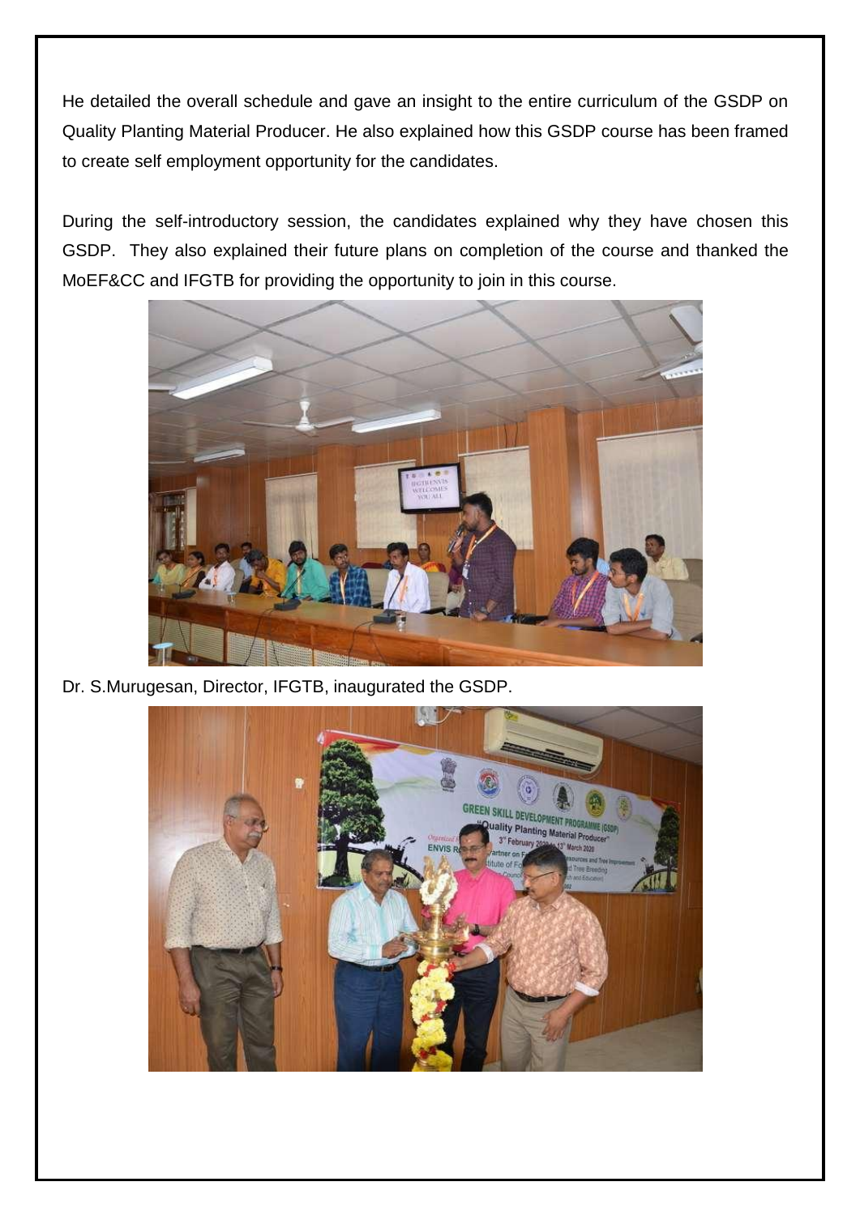He detailed the overall schedule and gave an insight to the entire curriculum of the GSDP on Quality Planting Material Producer. He also explained how this GSDP course has been framed to create self employment opportunity for the candidates.

During the self-introductory session, the candidates explained why they have chosen this GSDP. They also explained their future plans on completion of the course and thanked the MoEF&CC and IFGTB for providing the opportunity to join in this course.

Dr. S.Murugesan, Director, IFGTB, inaugurated the GSDP.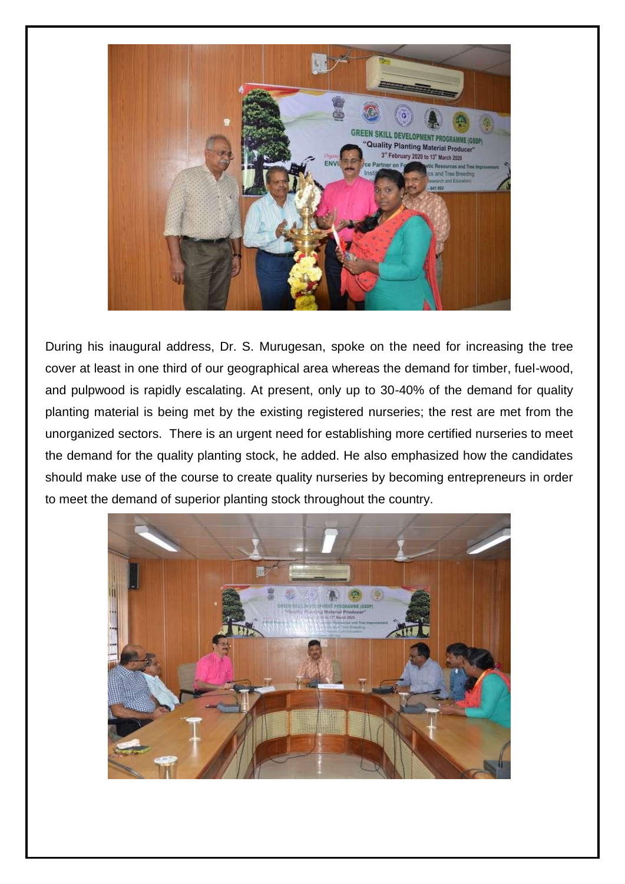During his inaugural address, Dr. S. Murugesan, spoke on the need for increasing the tree cover at least in one third of our geographical area whereas the demand for timber, fuel-wood, and pulpwood is rapidly escalating. At present, only up to 30-40% of the demand for quality planting material is being met by the existing registered nurseries; the rest are met from the unorganized sectors. There is an urgent need for establishing more certified nurseries to meet the demand for the quality planting stock, he added. He also emphasized how the candidates should make use of the course to create quality nurseries by becoming entrepreneurs in order to meet the demand of superior planting stock throughout the country.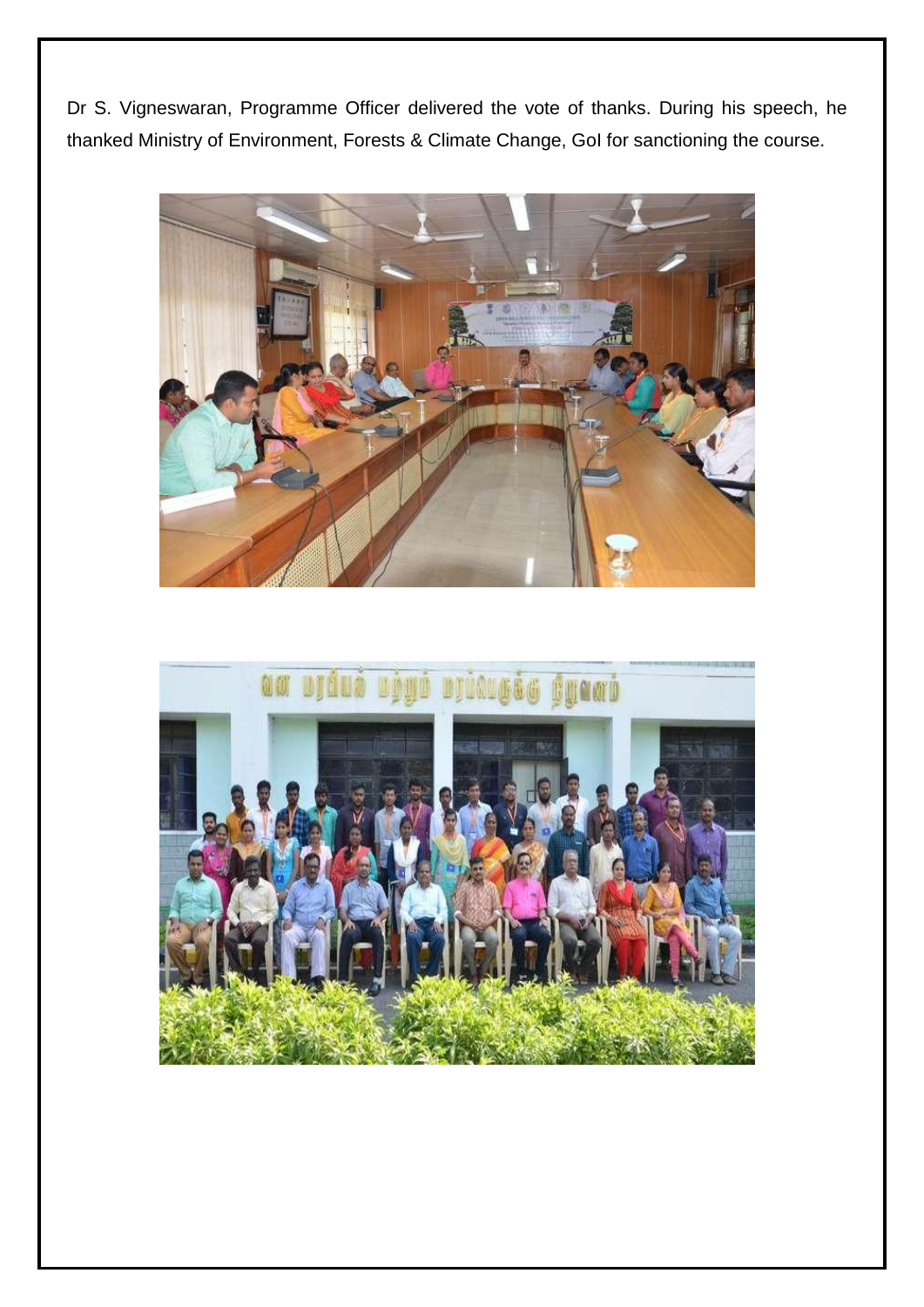Dr S. Vigneswaran, Programme Officer delivered the vote of thanks. During his speech, he thanked Ministry of Environment, Forests & Climate Change, GoI for sanctioning the course.